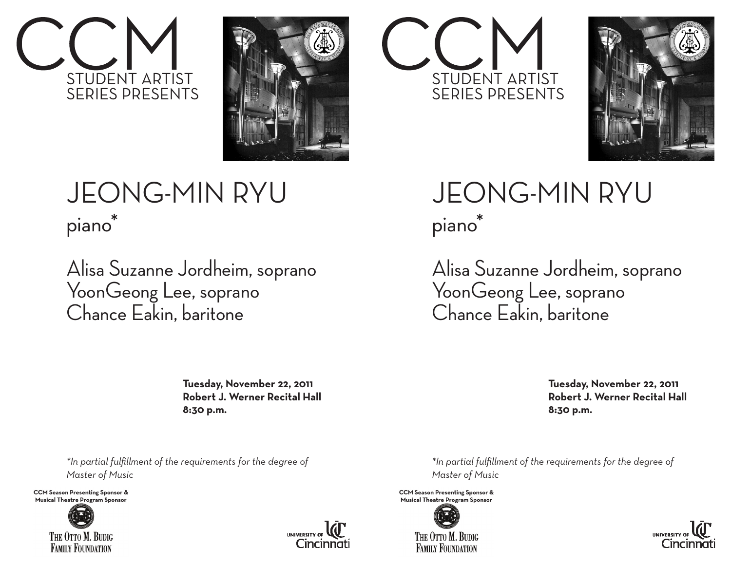# CCM

STUDENT ARTIST SERIES PRESENTS

# JEONG-MIN RYU

piano*

Alisa Suzanne Jordheim, soprano
YoonGeong Lee, soprano
Chance Eakin, baritone

**Tuesday, November 22, 2011**
**Robert J. Werner Recital Hall**
**8:30 p.m.**

*\*In partial fulfillment of the requirements for the degree of Master of Music*

**CCM Season Presenting Sponsor & Musical Theatre Program Sponsor**

THE OTTO M. BUDIG FAMILY FOUNDATION

UNIVERSITY OF Cincinnati

# CCM

STUDENT ARTIST SERIES PRESENTS

# JEONG-MIN RYU

piano*

Alisa Suzanne Jordheim, soprano
YoonGeong Lee, soprano
Chance Eakin, baritone

**Tuesday, November 22, 2011**
**Robert J. Werner Recital Hall**
**8:30 p.m.**

*\*In partial fulfillment of the requirements for the degree of Master of Music*

**CCM Season Presenting Sponsor & Musical Theatre Program Sponsor**

THE OTTO M. BUDIG FAMILY FOUNDATION

UNIVERSITY OF Cincinnati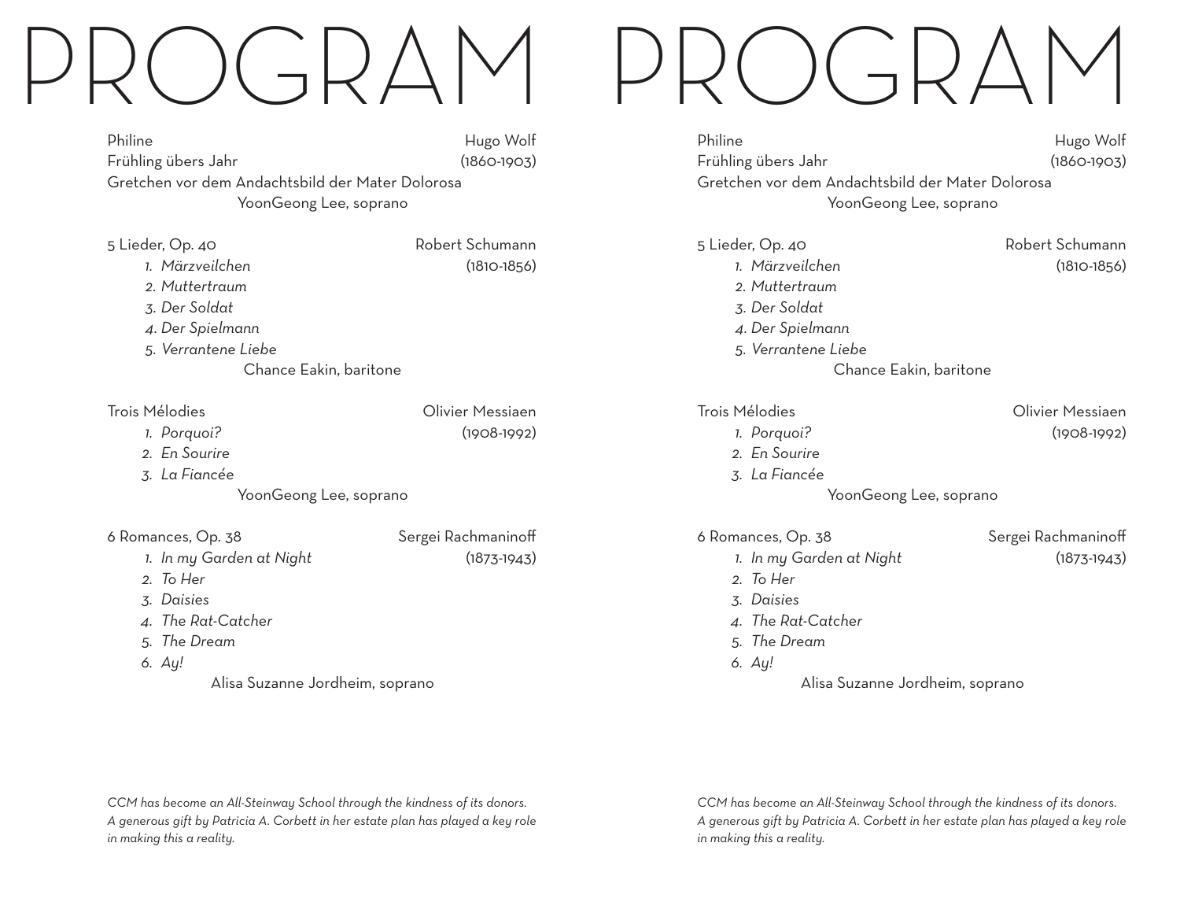# PROGRAM

Philine — Hugo Wolf (1860-1903)
Frühling übers Jahr
Gretchen vor dem Andachtsbild der Mater Dolorosa

YoonGeong Lee, soprano

5 Lieder, Op. 40 — Robert Schumann (1810-1856)

1. *Märzveilchen*
2. *Muttertraum*
3. *Der Soldat*
4. *Der Spielmann*
5. *Verrantene Liebe*

Chance Eakin, baritone

Trois Mélodies — Olivier Messiaen (1908-1992)

1. *Porquoi?*
2. *En Sourire*
3. *La Fiancée*

YoonGeong Lee, soprano

6 Romances, Op. 38 — Sergei Rachmaninoff (1873-1943)

1. *In my Garden at Night*
2. *To Her*
3. *Daisies*
4. *The Rat-Catcher*
5. *The Dream*
6. *Ay!*

Alisa Suzanne Jordheim, soprano

*CCM has become an All-Steinway School through the kindness of its donors. A generous gift by Patricia A. Corbett in her estate plan has played a key role in making this a reality.*

# PROGRAM

Philine — Hugo Wolf (1860-1903)
Frühling übers Jahr
Gretchen vor dem Andachtsbild der Mater Dolorosa

YoonGeong Lee, soprano

5 Lieder, Op. 40 — Robert Schumann (1810-1856)

1. *Märzveilchen*
2. *Muttertraum*
3. *Der Soldat*
4. *Der Spielmann*
5. *Verrantene Liebe*

Chance Eakin, baritone

Trois Mélodies — Olivier Messiaen (1908-1992)

1. *Porquoi?*
2. *En Sourire*
3. *La Fiancée*

YoonGeong Lee, soprano

6 Romances, Op. 38 — Sergei Rachmaninoff (1873-1943)

1. *In my Garden at Night*
2. *To Her*
3. *Daisies*
4. *The Rat-Catcher*
5. *The Dream*
6. *Ay!*

Alisa Suzanne Jordheim, soprano

*CCM has become an All-Steinway School through the kindness of its donors. A generous gift by Patricia A. Corbett in her estate plan has played a key role in making this a reality.*